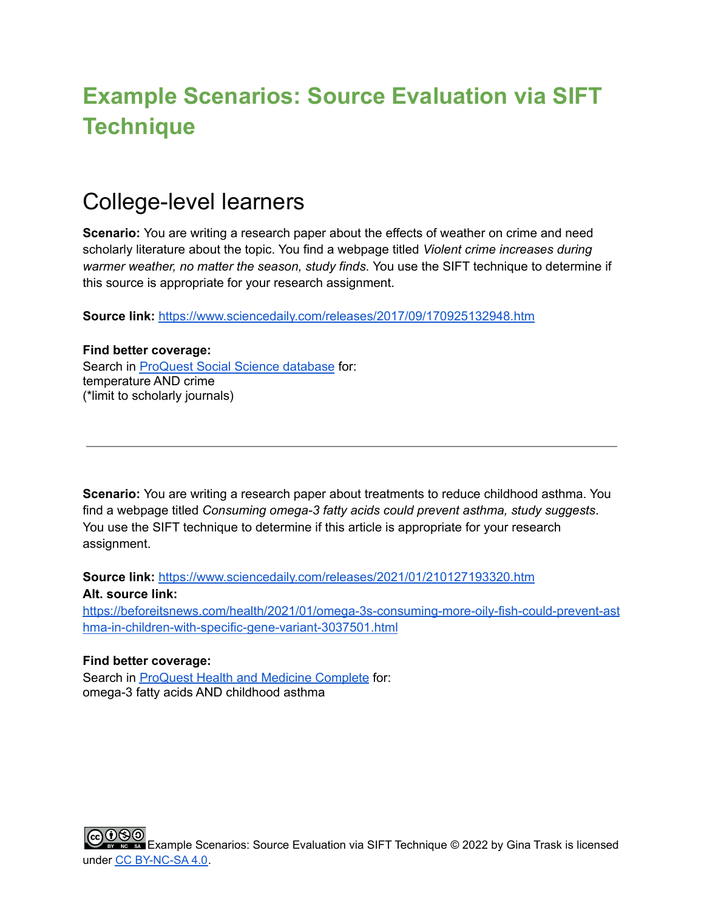# Example Scenarios: Source Evaluation via SIFT Technique

## College-level learners

**Scenario:** You are writing a research paper about the effects of weather on crime and need scholarly literature about the topic. You find a webpage titled *Violent crime increases during warmer weather, no matter the season, study finds*. You use the SIFT technique to determine if this source is appropriate for your research assignment.

**Source link:** [https://www.sciencedaily.com/releases/2017/09/170925132948.htm](https://www.sciencedaily.com/releases/2017/09/170925132948.htm)

**Find better coverage:**
Search in [ProQuest Social Science database](#) for:
temperature AND crime
(*limit to scholarly journals)

---

**Scenario:** You are writing a research paper about treatments to reduce childhood asthma. You find a webpage titled *Consuming omega-3 fatty acids could prevent asthma, study suggests*. You use the SIFT technique to determine if this article is appropriate for your research assignment.

**Source link:** [https://www.sciencedaily.com/releases/2021/01/210127193320.htm](https://www.sciencedaily.com/releases/2021/01/210127193320.htm)
**Alt. source link:**
[https://beforeitsnews.com/health/2021/01/omega-3s-consuming-more-oily-fish-could-prevent-asthma-in-children-with-specific-gene-variant-3037501.html](https://beforeitsnews.com/health/2021/01/omega-3s-consuming-more-oily-fish-could-prevent-asthma-in-children-with-specific-gene-variant-3037501.html)

**Find better coverage:**
Search in [ProQuest Health and Medicine Complete](#) for:
omega-3 fatty acids AND childhood asthma

Example Scenarios: Source Evaluation via SIFT Technique © 2022 by Gina Trask is licensed under [CC BY-NC-SA 4.0](#).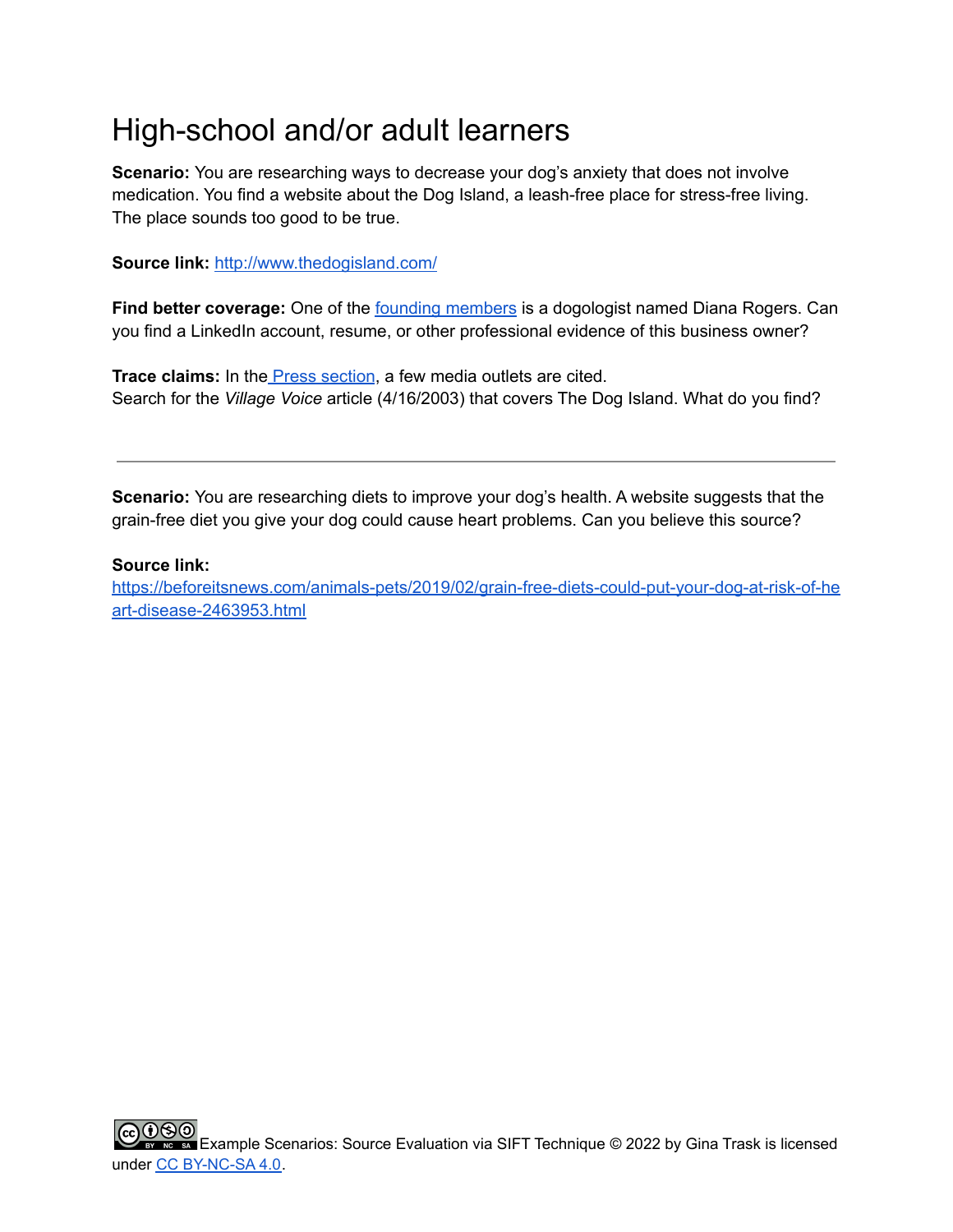# High-school and/or adult learners

**Scenario:** You are researching ways to decrease your dog's anxiety that does not involve medication. You find a website about the Dog Island, a leash-free place for stress-free living. The place sounds too good to be true.

**Source link:** http://www.thedogisland.com/

**Find better coverage:** One of the founding members is a dogologist named Diana Rogers. Can you find a LinkedIn account, resume, or other professional evidence of this business owner?

**Trace claims:** In the Press section, a few media outlets are cited.
Search for the *Village Voice* article (4/16/2003) that covers The Dog Island. What do you find?

---

**Scenario:** You are researching diets to improve your dog's health. A website suggests that the grain-free diet you give your dog could cause heart problems. Can you believe this source?

**Source link:**
https://beforeitsnews.com/animals-pets/2019/02/grain-free-diets-could-put-your-dog-at-risk-of-heart-disease-2463953.html

Example Scenarios: Source Evaluation via SIFT Technique © 2022 by Gina Trask is licensed under CC BY-NC-SA 4.0.